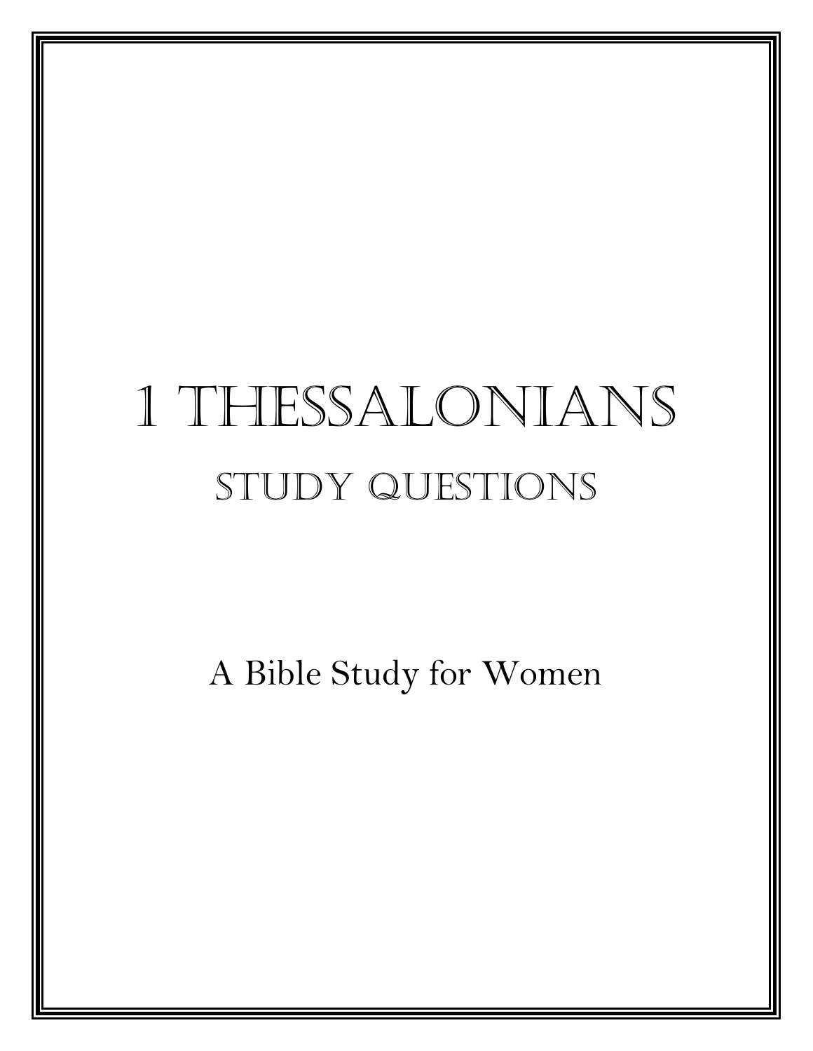# 1 Thessalonians

## Study Questions

A Bible Study for Women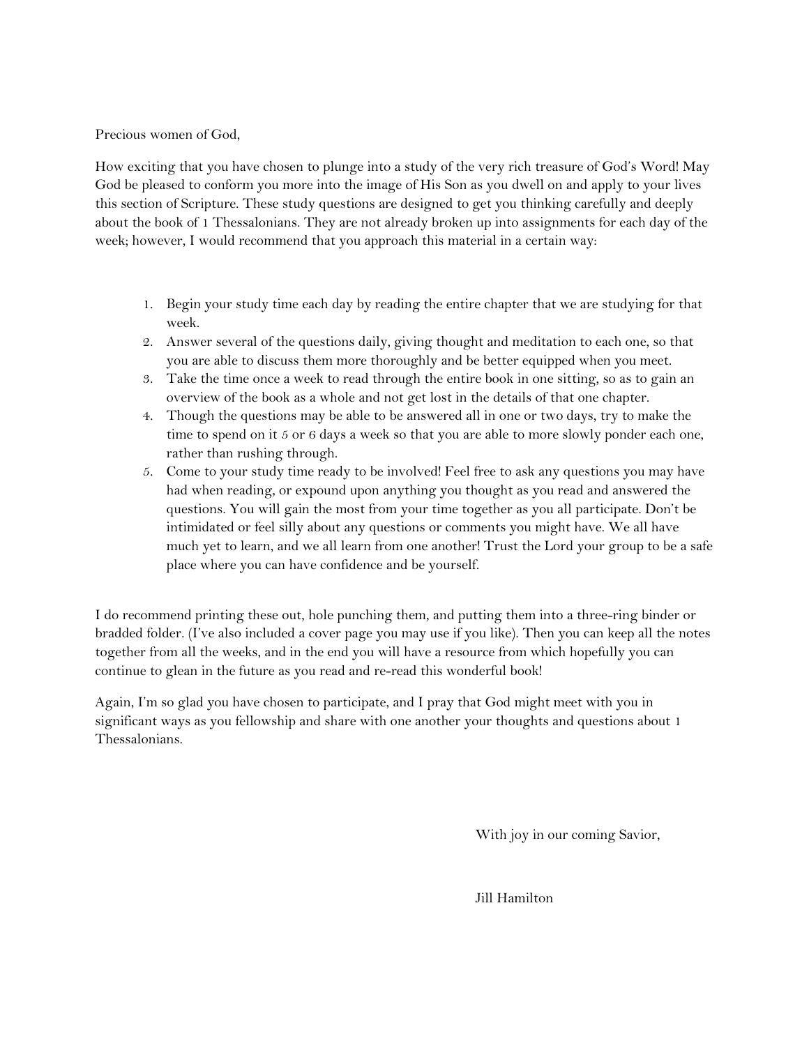Precious women of God,

How exciting that you have chosen to plunge into a study of the very rich treasure of God's Word! May God be pleased to conform you more into the image of His Son as you dwell on and apply to your lives this section of Scripture. These study questions are designed to get you thinking carefully and deeply about the book of 1 Thessalonians. They are not already broken up into assignments for each day of the week; however, I would recommend that you approach this material in a certain way:

1. Begin your study time each day by reading the entire chapter that we are studying for that week.
2. Answer several of the questions daily, giving thought and meditation to each one, so that you are able to discuss them more thoroughly and be better equipped when you meet.
3. Take the time once a week to read through the entire book in one sitting, so as to gain an overview of the book as a whole and not get lost in the details of that one chapter.
4. Though the questions may be able to be answered all in one or two days, try to make the time to spend on it 5 or 6 days a week so that you are able to more slowly ponder each one, rather than rushing through.
5. Come to your study time ready to be involved! Feel free to ask any questions you may have had when reading, or expound upon anything you thought as you read and answered the questions. You will gain the most from your time together as you all participate. Don't be intimidated or feel silly about any questions or comments you might have. We all have much yet to learn, and we all learn from one another! Trust the Lord your group to be a safe place where you can have confidence and be yourself.

I do recommend printing these out, hole punching them, and putting them into a three-ring binder or bradded folder. (I've also included a cover page you may use if you like). Then you can keep all the notes together from all the weeks, and in the end you will have a resource from which hopefully you can continue to glean in the future as you read and re-read this wonderful book!

Again, I'm so glad you have chosen to participate, and I pray that God might meet with you in significant ways as you fellowship and share with one another your thoughts and questions about 1 Thessalonians.

With joy in our coming Savior,

Jill Hamilton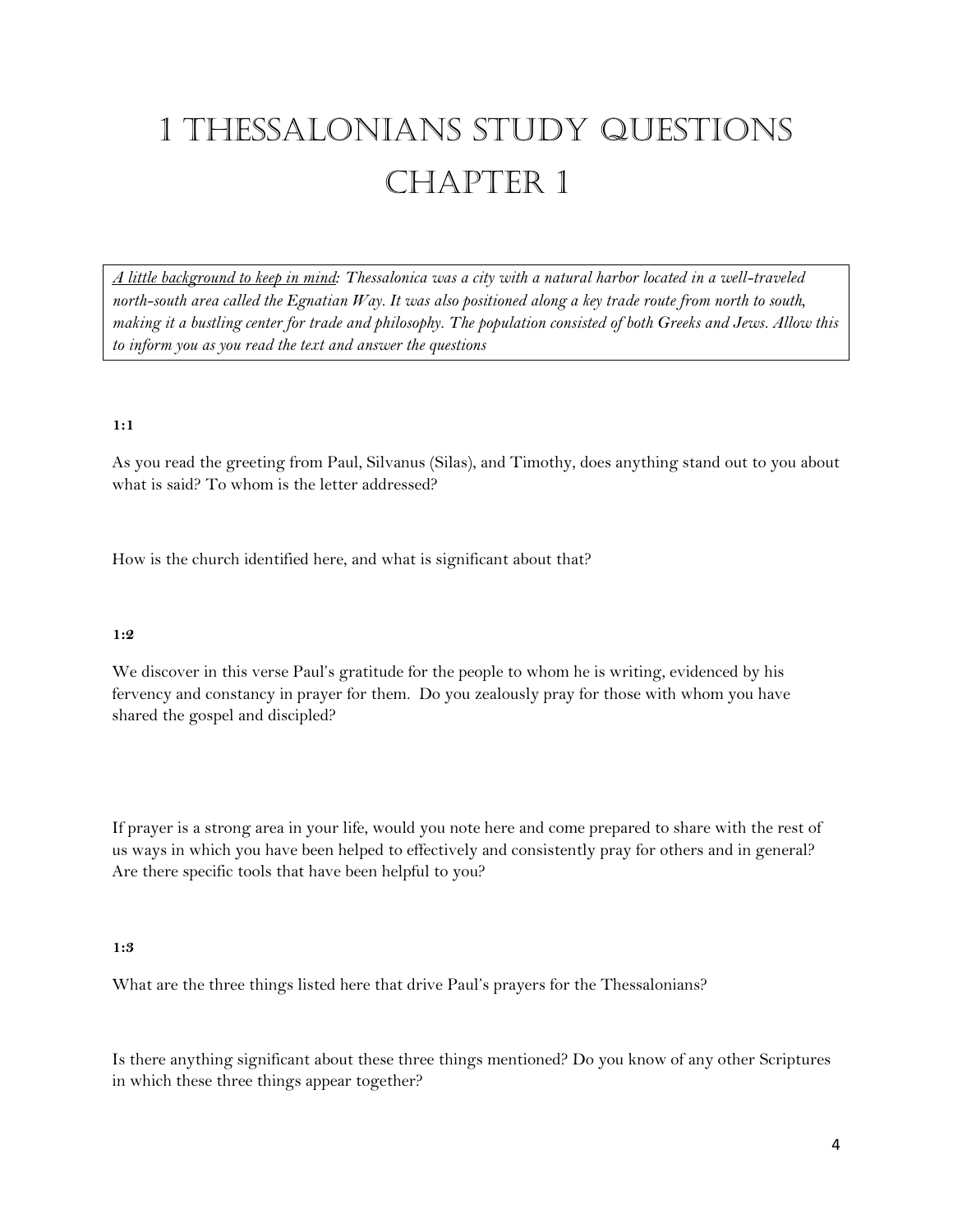# 1 Thessalonians Study Questions
# Chapter 1

*<u>A little background to keep in mind</u>: Thessalonica was a city with a natural harbor located in a well-traveled north-south area called the Egnatian Way. It was also positioned along a key trade route from north to south, making it a bustling center for trade and philosophy. The population consisted of both Greeks and Jews. Allow this to inform you as you read the text and answer the questions*

**1:1**

As you read the greeting from Paul, Silvanus (Silas), and Timothy, does anything stand out to you about what is said? To whom is the letter addressed?

How is the church identified here, and what is significant about that?

**1:2**

We discover in this verse Paul's gratitude for the people to whom he is writing, evidenced by his fervency and constancy in prayer for them. Do you zealously pray for those with whom you have shared the gospel and discipled?

If prayer is a strong area in your life, would you note here and come prepared to share with the rest of us ways in which you have been helped to effectively and consistently pray for others and in general? Are there specific tools that have been helpful to you?

**1:3**

What are the three things listed here that drive Paul's prayers for the Thessalonians?

Is there anything significant about these three things mentioned? Do you know of any other Scriptures in which these three things appear together?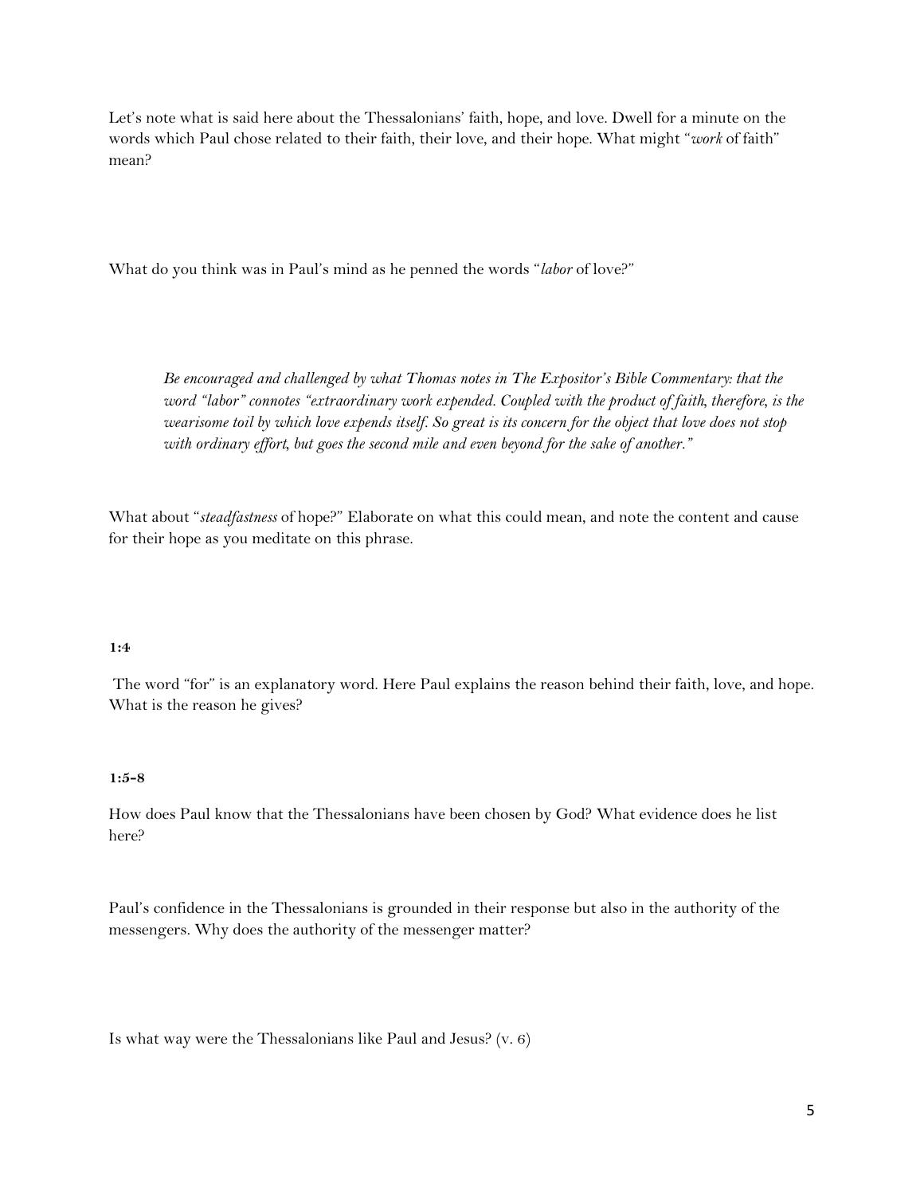Let's note what is said here about the Thessalonians' faith, hope, and love. Dwell for a minute on the words which Paul chose related to their faith, their love, and their hope. What might "*work* of faith" mean?

What do you think was in Paul's mind as he penned the words "*labor* of love?"

> *Be encouraged and challenged by what Thomas notes in The Expositor's Bible Commentary: that the word "labor" connotes "extraordinary work expended. Coupled with the product of faith, therefore, is the wearisome toil by which love expends itself. So great is its concern for the object that love does not stop with ordinary effort, but goes the second mile and even beyond for the sake of another."*

What about "*steadfastness* of hope?" Elaborate on what this could mean, and note the content and cause for their hope as you meditate on this phrase.

**1:4**

The word "for" is an explanatory word. Here Paul explains the reason behind their faith, love, and hope. What is the reason he gives?

**1:5-8**

How does Paul know that the Thessalonians have been chosen by God? What evidence does he list here?

Paul's confidence in the Thessalonians is grounded in their response but also in the authority of the messengers. Why does the authority of the messenger matter?

Is what way were the Thessalonians like Paul and Jesus? (v. 6)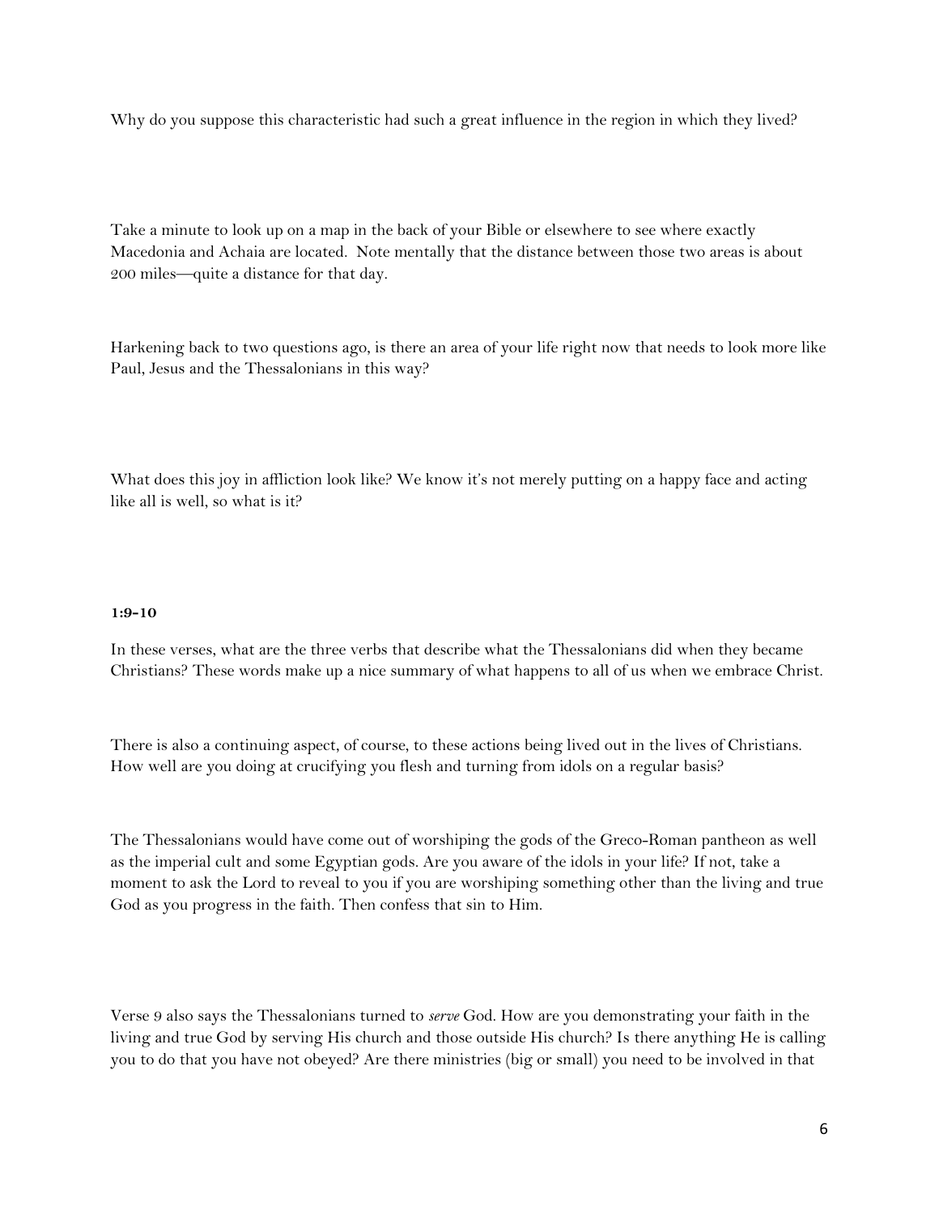Why do you suppose this characteristic had such a great influence in the region in which they lived?

Take a minute to look up on a map in the back of your Bible or elsewhere to see where exactly Macedonia and Achaia are located. Note mentally that the distance between those two areas is about 200 miles—quite a distance for that day.

Harkening back to two questions ago, is there an area of your life right now that needs to look more like Paul, Jesus and the Thessalonians in this way?

What does this joy in affliction look like? We know it's not merely putting on a happy face and acting like all is well, so what is it?

**1:9-10**

In these verses, what are the three verbs that describe what the Thessalonians did when they became Christians? These words make up a nice summary of what happens to all of us when we embrace Christ.

There is also a continuing aspect, of course, to these actions being lived out in the lives of Christians. How well are you doing at crucifying you flesh and turning from idols on a regular basis?

The Thessalonians would have come out of worshiping the gods of the Greco-Roman pantheon as well as the imperial cult and some Egyptian gods. Are you aware of the idols in your life? If not, take a moment to ask the Lord to reveal to you if you are worshiping something other than the living and true God as you progress in the faith. Then confess that sin to Him.

Verse 9 also says the Thessalonians turned to *serve* God. How are you demonstrating your faith in the living and true God by serving His church and those outside His church? Is there anything He is calling you to do that you have not obeyed? Are there ministries (big or small) you need to be involved in that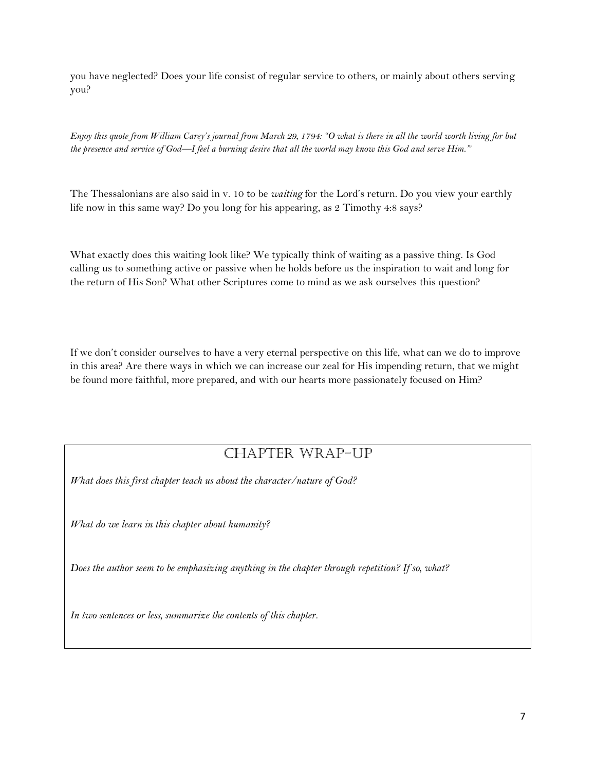you have neglected? Does your life consist of regular service to others, or mainly about others serving you?

*Enjoy this quote from William Carey's journal from March 29, 1794: "O what is there in all the world worth living for but the presence and service of God—I feel a burning desire that all the world may know this God and serve Him."*[i]

The Thessalonians are also said in v. 10 to be *waiting* for the Lord's return. Do you view your earthly life now in this same way? Do you long for his appearing, as 2 Timothy 4:8 says?

What exactly does this waiting look like? We typically think of waiting as a passive thing. Is God calling us to something active or passive when he holds before us the inspiration to wait and long for the return of His Son? What other Scriptures come to mind as we ask ourselves this question?

If we don't consider ourselves to have a very eternal perspective on this life, what can we do to improve in this area? Are there ways in which we can increase our zeal for His impending return, that we might be found more faithful, more prepared, and with our hearts more passionately focused on Him?

## Chapter Wrap-Up

*What does this first chapter teach us about the character/nature of God?*

*What do we learn in this chapter about humanity?*

*Does the author seem to be emphasizing anything in the chapter through repetition? If so, what?*

*In two sentences or less, summarize the contents of this chapter.*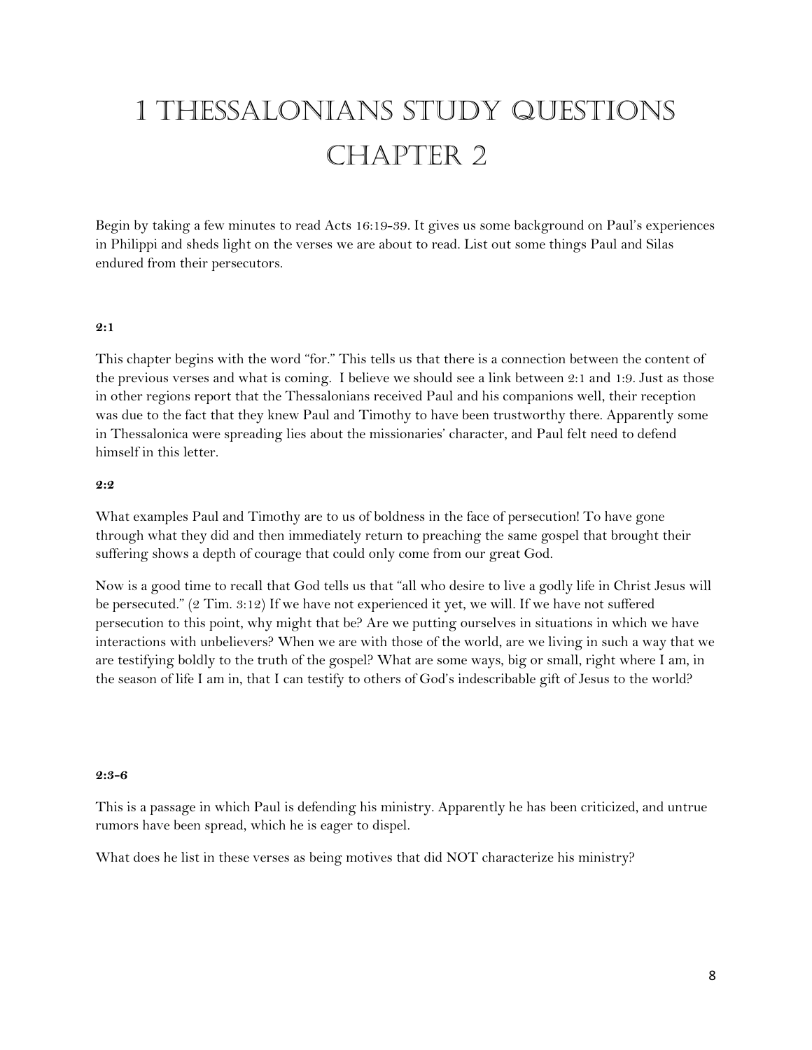# 1 Thessalonians Study Questions Chapter 2

Begin by taking a few minutes to read Acts 16:19-39. It gives us some background on Paul's experiences in Philippi and sheds light on the verses we are about to read. List out some things Paul and Silas endured from their persecutors.

**2:1**

This chapter begins with the word "for." This tells us that there is a connection between the content of the previous verses and what is coming. I believe we should see a link between 2:1 and 1:9. Just as those in other regions report that the Thessalonians received Paul and his companions well, their reception was due to the fact that they knew Paul and Timothy to have been trustworthy there. Apparently some in Thessalonica were spreading lies about the missionaries' character, and Paul felt need to defend himself in this letter.

**2:2**

What examples Paul and Timothy are to us of boldness in the face of persecution! To have gone through what they did and then immediately return to preaching the same gospel that brought their suffering shows a depth of courage that could only come from our great God.

Now is a good time to recall that God tells us that "all who desire to live a godly life in Christ Jesus will be persecuted." (2 Tim. 3:12) If we have not experienced it yet, we will. If we have not suffered persecution to this point, why might that be? Are we putting ourselves in situations in which we have interactions with unbelievers? When we are with those of the world, are we living in such a way that we are testifying boldly to the truth of the gospel? What are some ways, big or small, right where I am, in the season of life I am in, that I can testify to others of God's indescribable gift of Jesus to the world?

**2:3-6**

This is a passage in which Paul is defending his ministry. Apparently he has been criticized, and untrue rumors have been spread, which he is eager to dispel.

What does he list in these verses as being motives that did NOT characterize his ministry?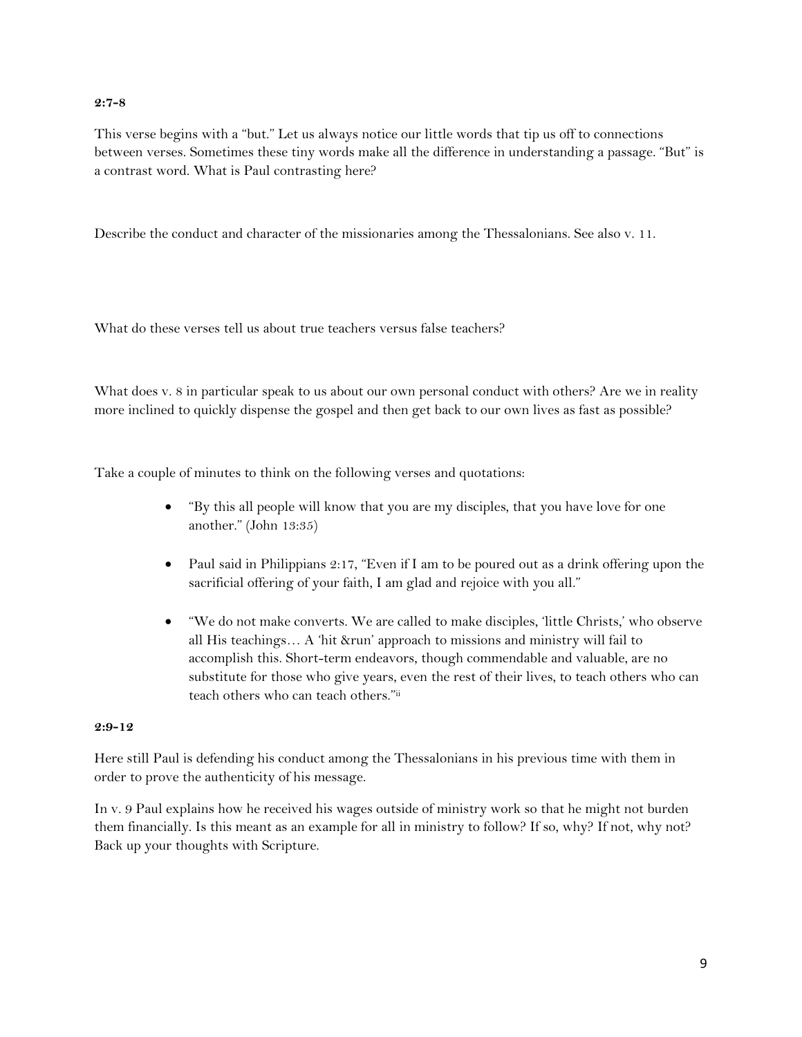**2:7-8**

This verse begins with a "but." Let us always notice our little words that tip us off to connections between verses. Sometimes these tiny words make all the difference in understanding a passage. "But" is a contrast word. What is Paul contrasting here?

Describe the conduct and character of the missionaries among the Thessalonians. See also v. 11.

What do these verses tell us about true teachers versus false teachers?

What does v. 8 in particular speak to us about our own personal conduct with others? Are we in reality more inclined to quickly dispense the gospel and then get back to our own lives as fast as possible?

Take a couple of minutes to think on the following verses and quotations:

- "By this all people will know that you are my disciples, that you have love for one another." (John 13:35)
- Paul said in Philippians 2:17, "Even if I am to be poured out as a drink offering upon the sacrificial offering of your faith, I am glad and rejoice with you all."
- "We do not make converts. We are called to make disciples, 'little Christs,' who observe all His teachings… A 'hit &run' approach to missions and ministry will fail to accomplish this. Short-term endeavors, though commendable and valuable, are no substitute for those who give years, even the rest of their lives, to teach others who can teach others who can teach others."[ii]

**2:9-12**

Here still Paul is defending his conduct among the Thessalonians in his previous time with them in order to prove the authenticity of his message.

In v. 9 Paul explains how he received his wages outside of ministry work so that he might not burden them financially. Is this meant as an example for all in ministry to follow? If so, why? If not, why not? Back up your thoughts with Scripture.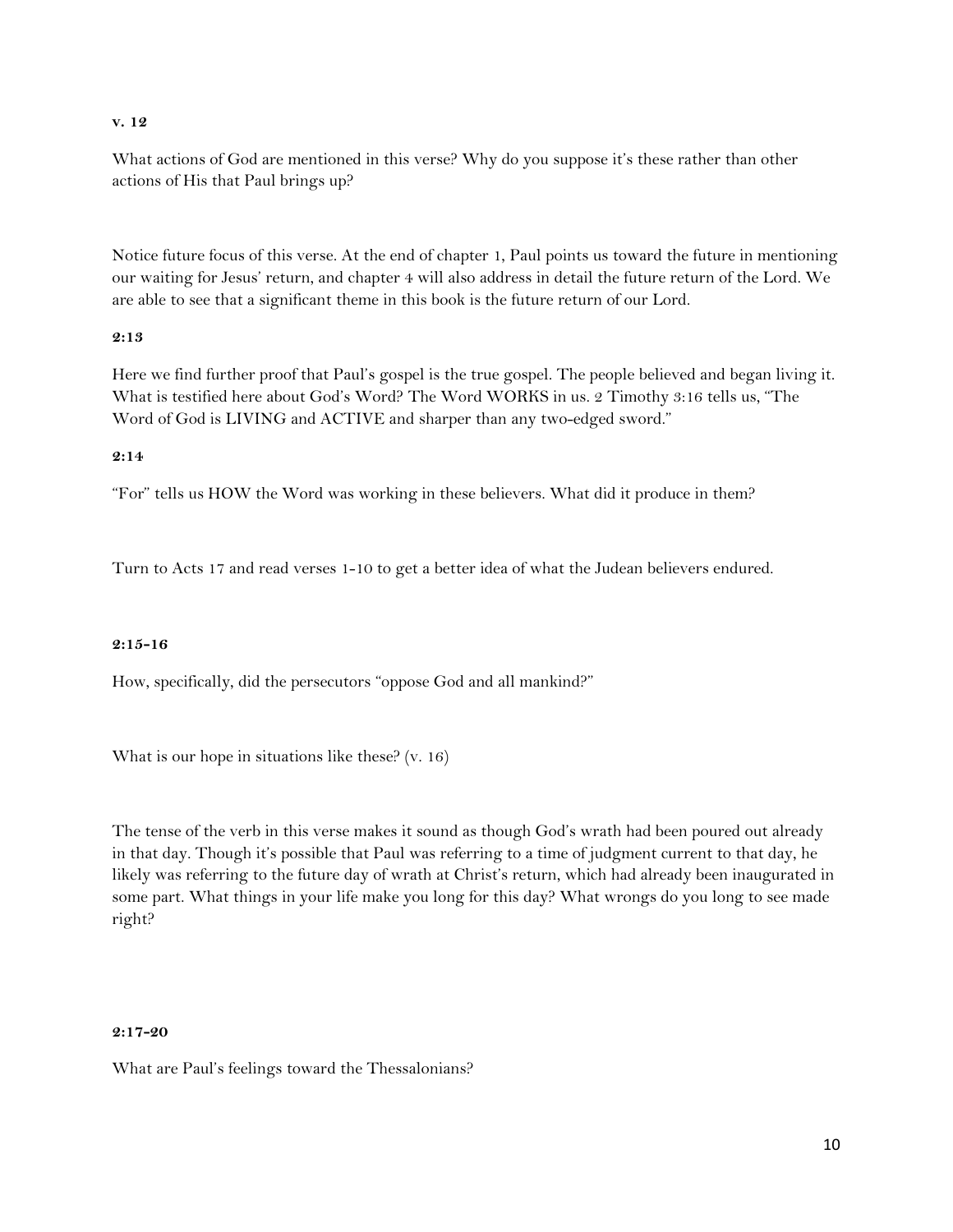**v. 12**

What actions of God are mentioned in this verse? Why do you suppose it's these rather than other actions of His that Paul brings up?

Notice future focus of this verse. At the end of chapter 1, Paul points us toward the future in mentioning our waiting for Jesus' return, and chapter 4 will also address in detail the future return of the Lord. We are able to see that a significant theme in this book is the future return of our Lord.

**2:13**

Here we find further proof that Paul's gospel is the true gospel. The people believed and began living it. What is testified here about God's Word? The Word WORKS in us. 2 Timothy 3:16 tells us, "The Word of God is LIVING and ACTIVE and sharper than any two-edged sword."

**2:14**

"For" tells us HOW the Word was working in these believers. What did it produce in them?

Turn to Acts 17 and read verses 1-10 to get a better idea of what the Judean believers endured.

**2:15-16**

How, specifically, did the persecutors "oppose God and all mankind?"

What is our hope in situations like these? (v. 16)

The tense of the verb in this verse makes it sound as though God's wrath had been poured out already in that day. Though it's possible that Paul was referring to a time of judgment current to that day, he likely was referring to the future day of wrath at Christ's return, which had already been inaugurated in some part. What things in your life make you long for this day? What wrongs do you long to see made right?

**2:17-20**

What are Paul's feelings toward the Thessalonians?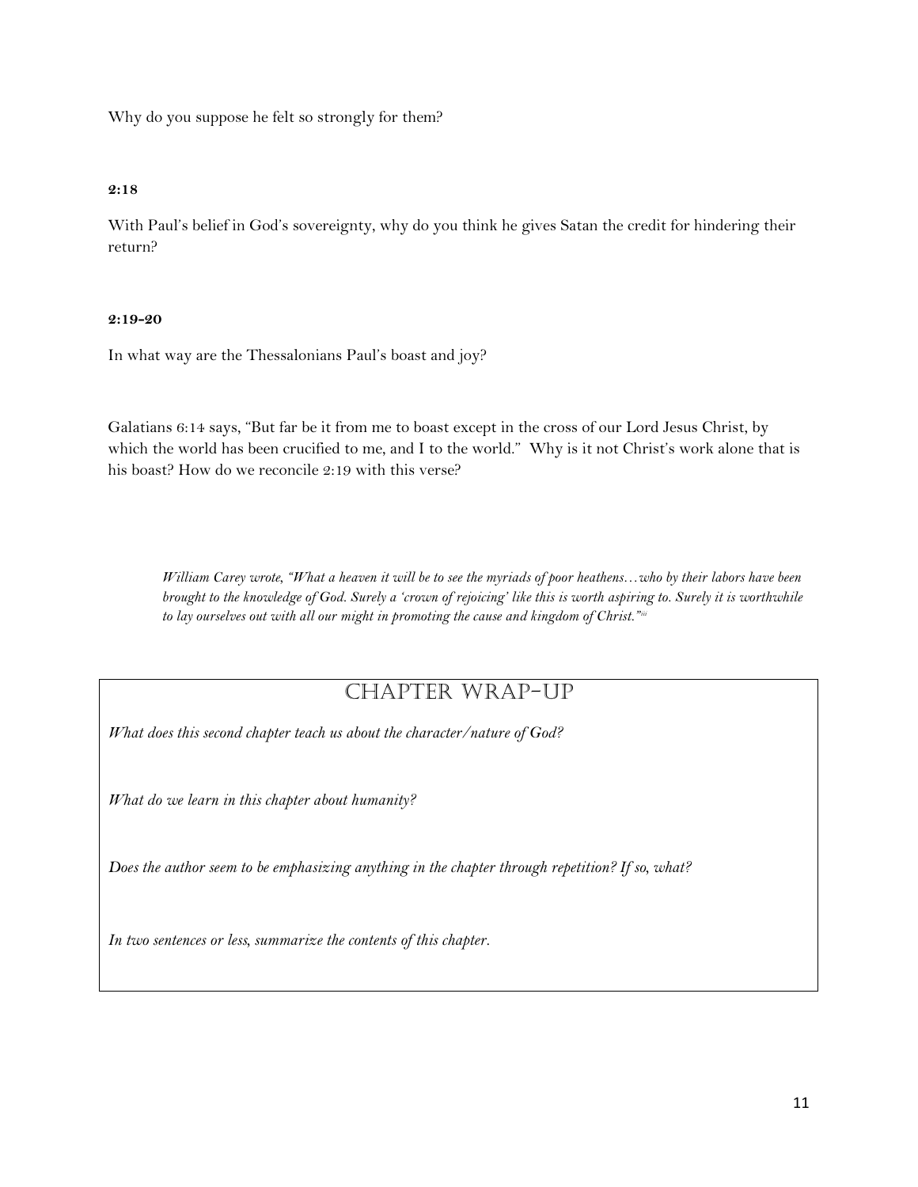Why do you suppose he felt so strongly for them?

**2:18**

With Paul's belief in God's sovereignty, why do you think he gives Satan the credit for hindering their return?

**2:19-20**

In what way are the Thessalonians Paul's boast and joy?

Galatians 6:14 says, "But far be it from me to boast except in the cross of our Lord Jesus Christ, by which the world has been crucified to me, and I to the world." Why is it not Christ's work alone that is his boast? How do we reconcile 2:19 with this verse?

> *William Carey wrote, "What a heaven it will be to see the myriads of poor heathens…who by their labors have been brought to the knowledge of God. Surely a 'crown of rejoicing' like this is worth aspiring to. Surely it is worthwhile to lay ourselves out with all our might in promoting the cause and kingdom of Christ."*[iii]

## Chapter Wrap-Up

*What does this second chapter teach us about the character/nature of God?*

*What do we learn in this chapter about humanity?*

*Does the author seem to be emphasizing anything in the chapter through repetition? If so, what?*

*In two sentences or less, summarize the contents of this chapter.*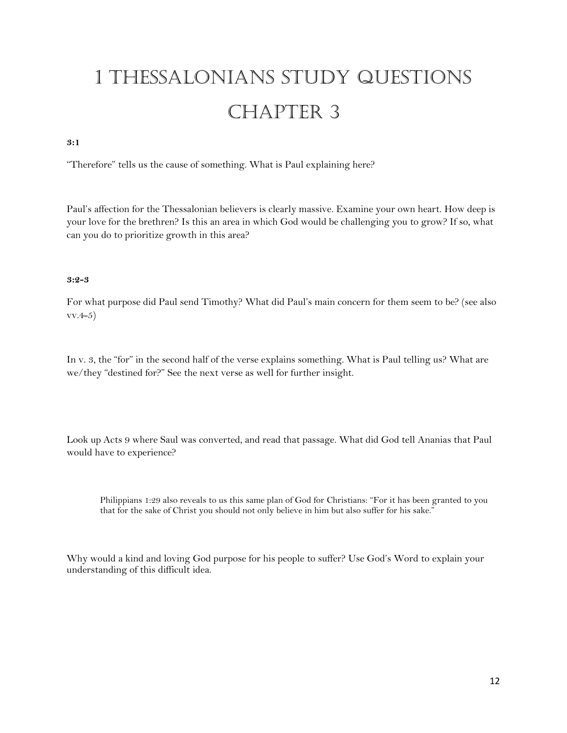# 1 Thessalonians Study Questions

# Chapter 3

**3:1**

"Therefore" tells us the cause of something. What is Paul explaining here?

Paul's affection for the Thessalonian believers is clearly massive. Examine your own heart. How deep is your love for the brethren? Is this an area in which God would be challenging you to grow? If so, what can you do to prioritize growth in this area?

**3:2-3**

For what purpose did Paul send Timothy? What did Paul's main concern for them seem to be? (see also vv.4-5)

In v. 3, the "for" in the second half of the verse explains something. What is Paul telling us? What are we/they "destined for?" See the next verse as well for further insight.

Look up Acts 9 where Saul was converted, and read that passage. What did God tell Ananias that Paul would have to experience?

> Philippians 1:29 also reveals to us this same plan of God for Christians: "For it has been granted to you that for the sake of Christ you should not only believe in him but also suffer for his sake."

Why would a kind and loving God purpose for his people to suffer? Use God's Word to explain your understanding of this difficult idea.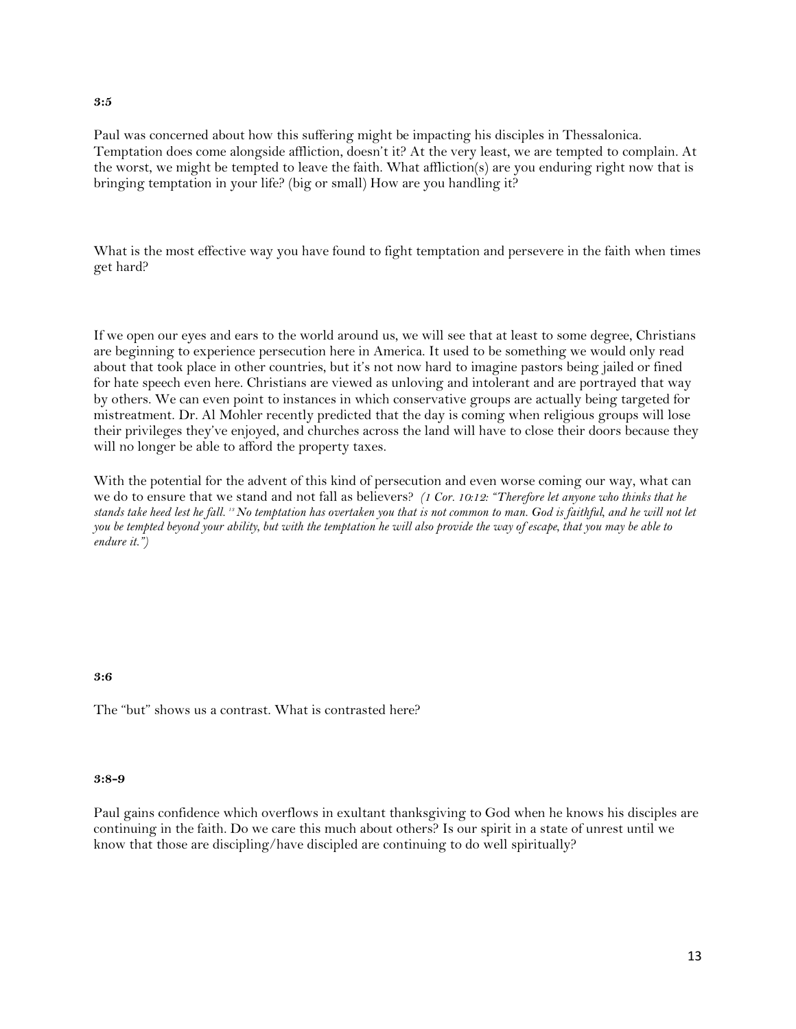**3:5**

Paul was concerned about how this suffering might be impacting his disciples in Thessalonica. Temptation does come alongside affliction, doesn't it? At the very least, we are tempted to complain. At the worst, we might be tempted to leave the faith. What affliction(s) are you enduring right now that is bringing temptation in your life? (big or small) How are you handling it?

What is the most effective way you have found to fight temptation and persevere in the faith when times get hard?

If we open our eyes and ears to the world around us, we will see that at least to some degree, Christians are beginning to experience persecution here in America. It used to be something we would only read about that took place in other countries, but it's not now hard to imagine pastors being jailed or fined for hate speech even here. Christians are viewed as unloving and intolerant and are portrayed that way by others. We can even point to instances in which conservative groups are actually being targeted for mistreatment. Dr. Al Mohler recently predicted that the day is coming when religious groups will lose their privileges they've enjoyed, and churches across the land will have to close their doors because they will no longer be able to afford the property taxes.

With the potential for the advent of this kind of persecution and even worse coming our way, what can we do to ensure that we stand and not fall as believers? *(1 Cor. 10:12: "Therefore let anyone who thinks that he stands take heed lest he fall. [13] No temptation has overtaken you that is not common to man. God is faithful, and he will not let you be tempted beyond your ability, but with the temptation he will also provide the way of escape, that you may be able to endure it.")*

**3:6**

The "but" shows us a contrast. What is contrasted here?

**3:8-9**

Paul gains confidence which overflows in exultant thanksgiving to God when he knows his disciples are continuing in the faith. Do we care this much about others? Is our spirit in a state of unrest until we know that those are discipling/have discipled are continuing to do well spiritually?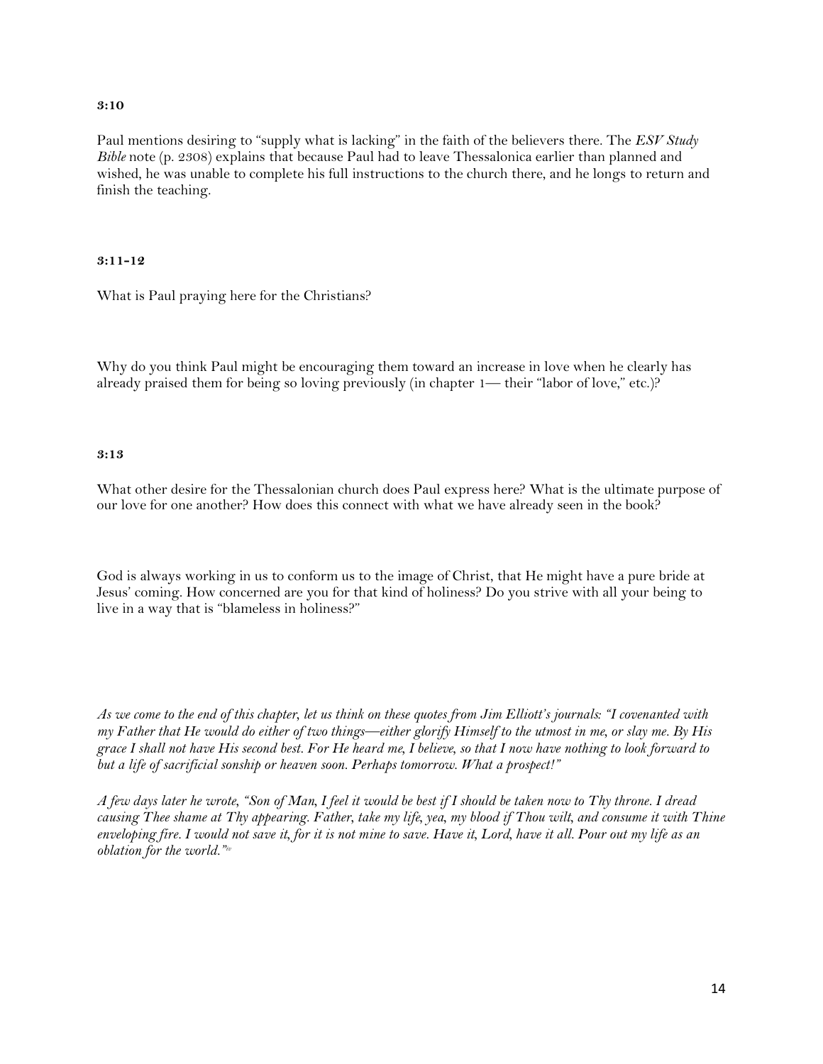**3:10**

Paul mentions desiring to "supply what is lacking" in the faith of the believers there. The *ESV Study Bible* note (p. 2308) explains that because Paul had to leave Thessalonica earlier than planned and wished, he was unable to complete his full instructions to the church there, and he longs to return and finish the teaching.

**3:11-12**

What is Paul praying here for the Christians?

Why do you think Paul might be encouraging them toward an increase in love when he clearly has already praised them for being so loving previously (in chapter 1— their "labor of love," etc.)?

**3:13**

What other desire for the Thessalonian church does Paul express here? What is the ultimate purpose of our love for one another? How does this connect with what we have already seen in the book?

God is always working in us to conform us to the image of Christ, that He might have a pure bride at Jesus' coming. How concerned are you for that kind of holiness? Do you strive with all your being to live in a way that is "blameless in holiness?"

*As we come to the end of this chapter, let us think on these quotes from Jim Elliott's journals: "I covenanted with my Father that He would do either of two things—either glorify Himself to the utmost in me, or slay me. By His grace I shall not have His second best. For He heard me, I believe, so that I now have nothing to look forward to but a life of sacrificial sonship or heaven soon. Perhaps tomorrow. What a prospect!"*

*A few days later he wrote, "Son of Man, I feel it would be best if I should be taken now to Thy throne. I dread causing Thee shame at Thy appearing. Father, take my life, yea, my blood if Thou wilt, and consume it with Thine enveloping fire. I would not save it, for it is not mine to save. Have it, Lord, have it all. Pour out my life as an oblation for the world."*[iv]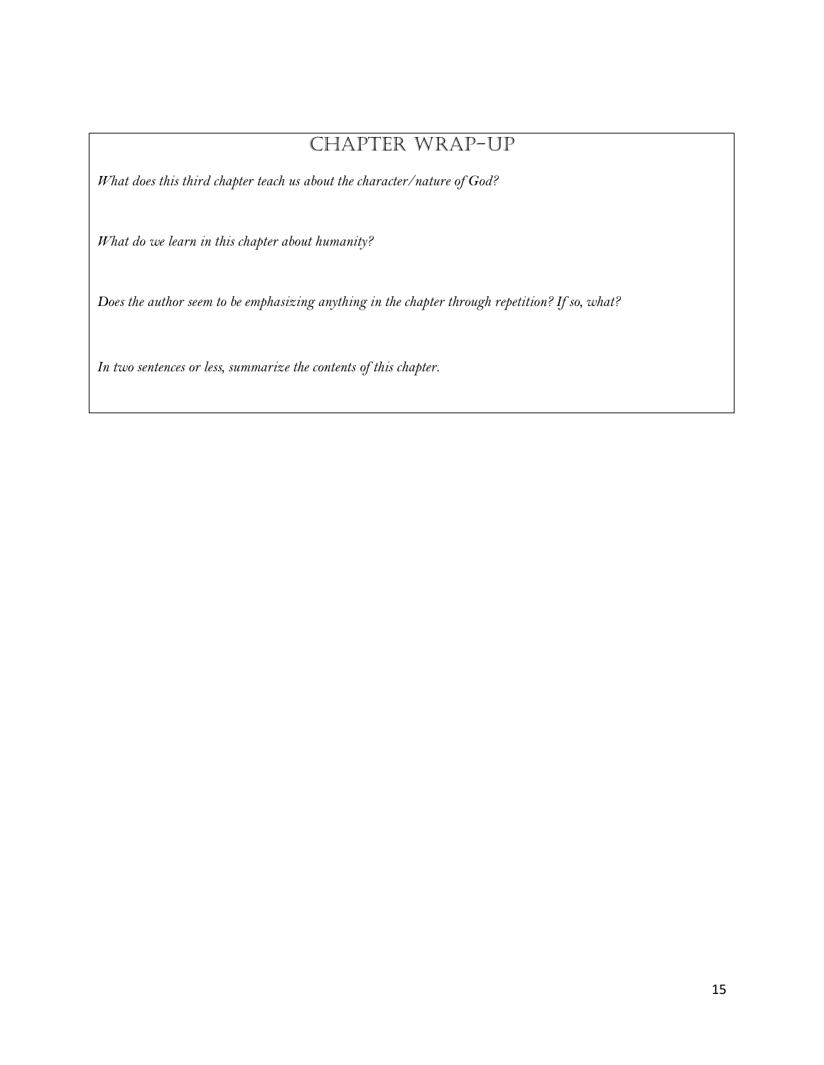## Chapter Wrap-Up

*What does this third chapter teach us about the character/nature of God?*

*What do we learn in this chapter about humanity?*

*Does the author seem to be emphasizing anything in the chapter through repetition? If so, what?*

*In two sentences or less, summarize the contents of this chapter.*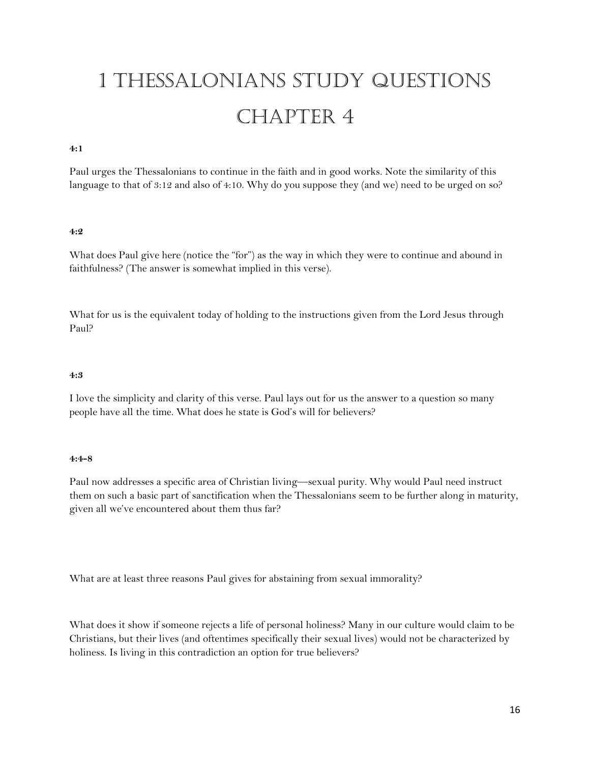# 1 Thessalonians Study Questions

# Chapter 4

**4:1**

Paul urges the Thessalonians to continue in the faith and in good works. Note the similarity of this language to that of 3:12 and also of 4:10. Why do you suppose they (and we) need to be urged on so?

**4:2**

What does Paul give here (notice the "for") as the way in which they were to continue and abound in faithfulness? (The answer is somewhat implied in this verse).

What for us is the equivalent today of holding to the instructions given from the Lord Jesus through Paul?

**4:3**

I love the simplicity and clarity of this verse. Paul lays out for us the answer to a question so many people have all the time. What does he state is God's will for believers?

**4:4-8**

Paul now addresses a specific area of Christian living—sexual purity. Why would Paul need instruct them on such a basic part of sanctification when the Thessalonians seem to be further along in maturity, given all we've encountered about them thus far?

What are at least three reasons Paul gives for abstaining from sexual immorality?

What does it show if someone rejects a life of personal holiness? Many in our culture would claim to be Christians, but their lives (and oftentimes specifically their sexual lives) would not be characterized by holiness. Is living in this contradiction an option for true believers?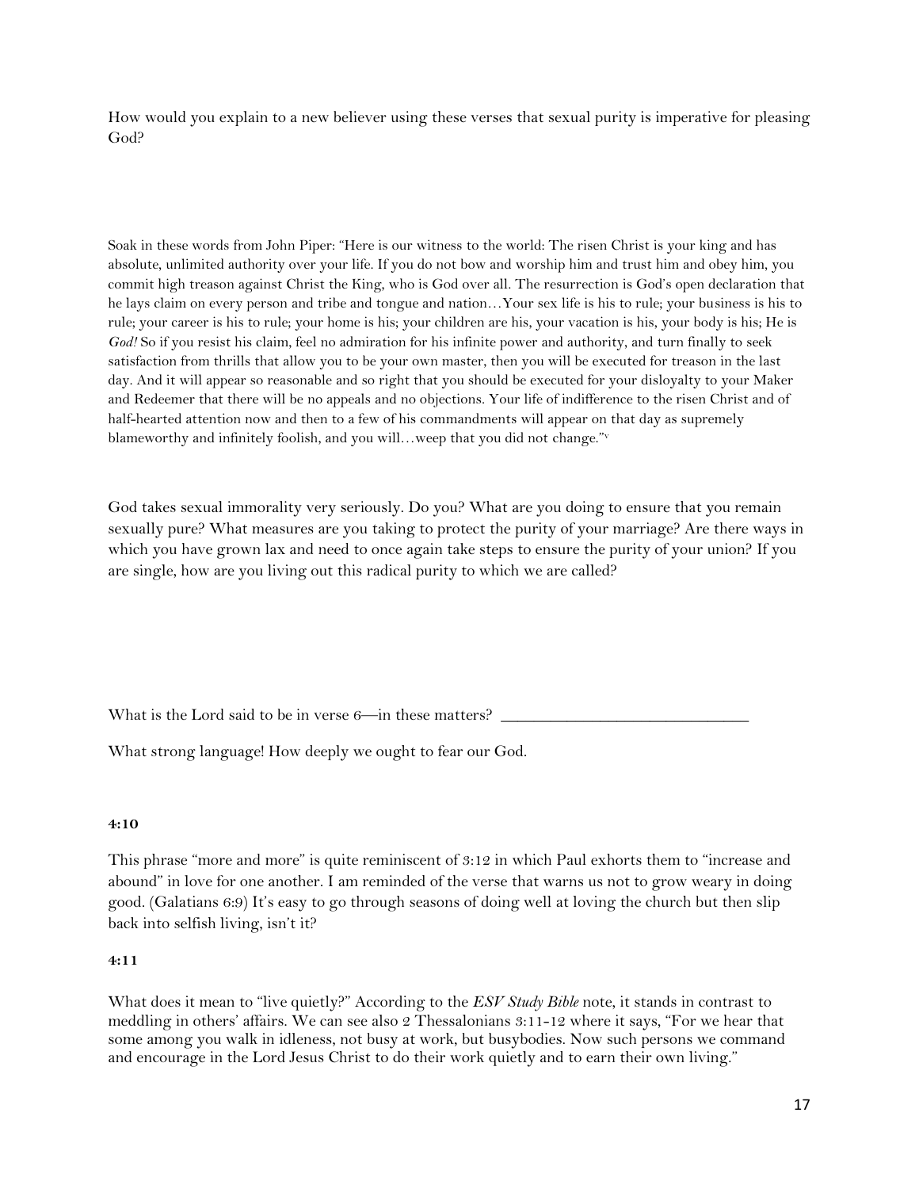How would you explain to a new believer using these verses that sexual purity is imperative for pleasing God?

Soak in these words from John Piper: "Here is our witness to the world: The risen Christ is your king and has absolute, unlimited authority over your life. If you do not bow and worship him and trust him and obey him, you commit high treason against Christ the King, who is God over all. The resurrection is God's open declaration that he lays claim on every person and tribe and tongue and nation…Your sex life is his to rule; your business is his to rule; your career is his to rule; your home is his; your children are his, your vacation is his, your body is his; He is *God!* So if you resist his claim, feel no admiration for his infinite power and authority, and turn finally to seek satisfaction from thrills that allow you to be your own master, then you will be executed for treason in the last day. And it will appear so reasonable and so right that you should be executed for your disloyalty to your Maker and Redeemer that there will be no appeals and no objections. Your life of indifference to the risen Christ and of half-hearted attention now and then to a few of his commandments will appear on that day as supremely blameworthy and infinitely foolish, and you will…weep that you did not change."[v]

God takes sexual immorality very seriously. Do you? What are you doing to ensure that you remain sexually pure? What measures are you taking to protect the purity of your marriage? Are there ways in which you have grown lax and need to once again take steps to ensure the purity of your union? If you are single, how are you living out this radical purity to which we are called?

What is the Lord said to be in verse 6—in these matters? ____________________________

What strong language! How deeply we ought to fear our God.

**4:10**

This phrase "more and more" is quite reminiscent of 3:12 in which Paul exhorts them to "increase and abound" in love for one another. I am reminded of the verse that warns us not to grow weary in doing good. (Galatians 6:9) It's easy to go through seasons of doing well at loving the church but then slip back into selfish living, isn't it?

**4:11**

What does it mean to "live quietly?" According to the *ESV Study Bible* note, it stands in contrast to meddling in others' affairs. We can see also 2 Thessalonians 3:11-12 where it says, "For we hear that some among you walk in idleness, not busy at work, but busybodies. Now such persons we command and encourage in the Lord Jesus Christ to do their work quietly and to earn their own living."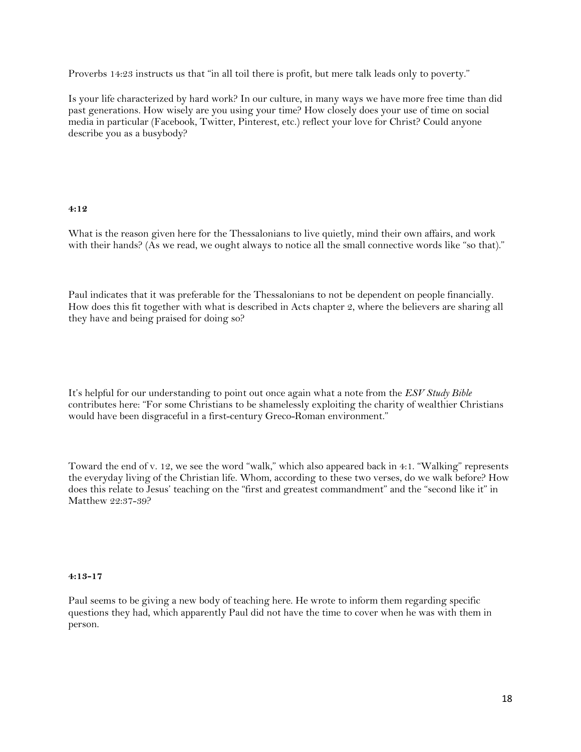Proverbs 14:23 instructs us that "in all toil there is profit, but mere talk leads only to poverty."

Is your life characterized by hard work? In our culture, in many ways we have more free time than did past generations. How wisely are you using your time? How closely does your use of time on social media in particular (Facebook, Twitter, Pinterest, etc.) reflect your love for Christ? Could anyone describe you as a busybody?

**4:12**

What is the reason given here for the Thessalonians to live quietly, mind their own affairs, and work with their hands? (As we read, we ought always to notice all the small connective words like "so that)."

Paul indicates that it was preferable for the Thessalonians to not be dependent on people financially. How does this fit together with what is described in Acts chapter 2, where the believers are sharing all they have and being praised for doing so?

It's helpful for our understanding to point out once again what a note from the *ESV Study Bible* contributes here: "For some Christians to be shamelessly exploiting the charity of wealthier Christians would have been disgraceful in a first-century Greco-Roman environment."

Toward the end of v. 12, we see the word "walk," which also appeared back in 4:1. "Walking" represents the everyday living of the Christian life. Whom, according to these two verses, do we walk before? How does this relate to Jesus' teaching on the "first and greatest commandment" and the "second like it" in Matthew 22:37-39?

**4:13-17**

Paul seems to be giving a new body of teaching here. He wrote to inform them regarding specific questions they had, which apparently Paul did not have the time to cover when he was with them in person.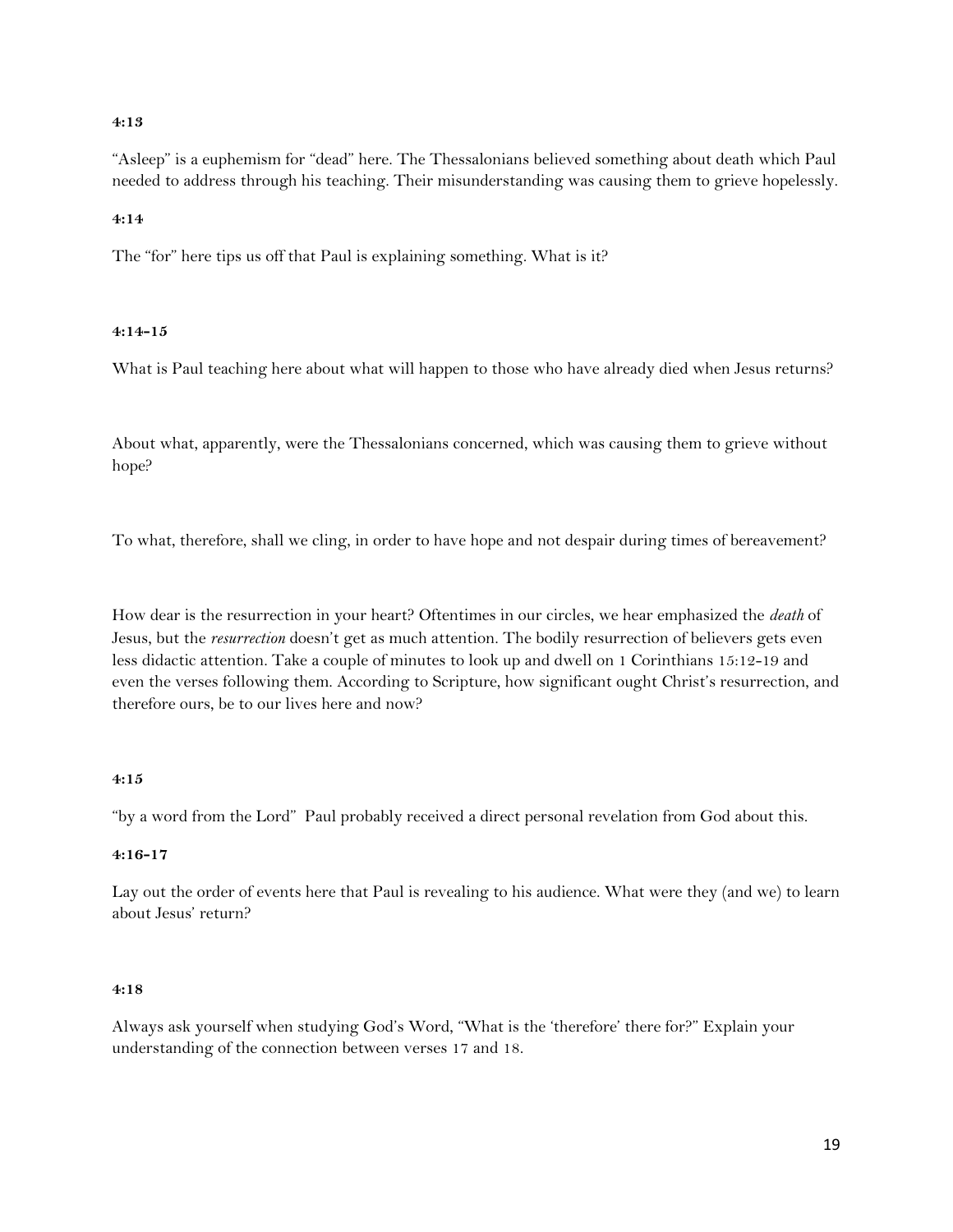**4:13**

"Asleep" is a euphemism for "dead" here. The Thessalonians believed something about death which Paul needed to address through his teaching. Their misunderstanding was causing them to grieve hopelessly.

**4:14**

The "for" here tips us off that Paul is explaining something. What is it?

**4:14-15**

What is Paul teaching here about what will happen to those who have already died when Jesus returns?

About what, apparently, were the Thessalonians concerned, which was causing them to grieve without hope?

To what, therefore, shall we cling, in order to have hope and not despair during times of bereavement?

How dear is the resurrection in your heart? Oftentimes in our circles, we hear emphasized the *death* of Jesus, but the *resurrection* doesn't get as much attention. The bodily resurrection of believers gets even less didactic attention. Take a couple of minutes to look up and dwell on 1 Corinthians 15:12-19 and even the verses following them. According to Scripture, how significant ought Christ's resurrection, and therefore ours, be to our lives here and now?

**4:15**

"by a word from the Lord" Paul probably received a direct personal revelation from God about this.

**4:16-17**

Lay out the order of events here that Paul is revealing to his audience. What were they (and we) to learn about Jesus' return?

**4:18**

Always ask yourself when studying God's Word, "What is the 'therefore' there for?" Explain your understanding of the connection between verses 17 and 18.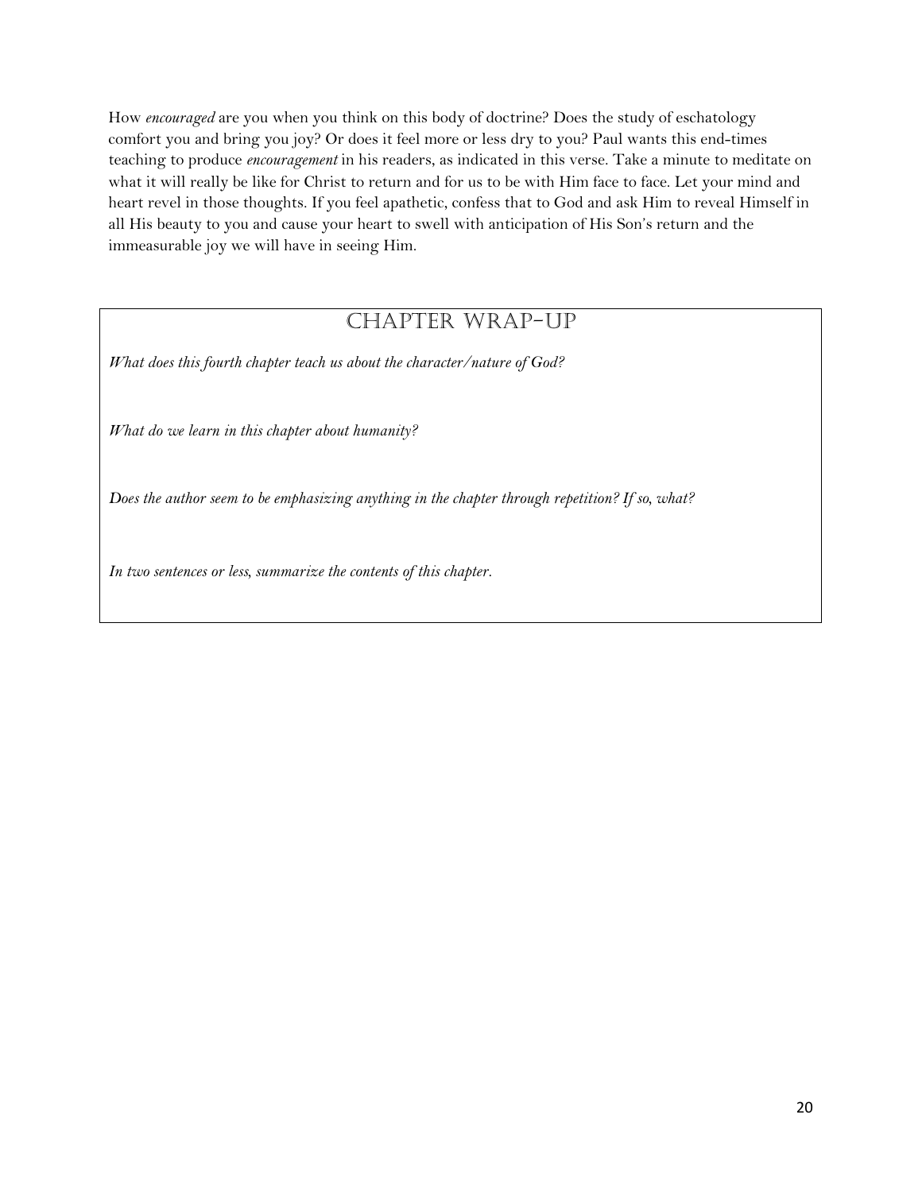How *encouraged* are you when you think on this body of doctrine? Does the study of eschatology comfort you and bring you joy? Or does it feel more or less dry to you? Paul wants this end-times teaching to produce *encouragement* in his readers, as indicated in this verse. Take a minute to meditate on what it will really be like for Christ to return and for us to be with Him face to face. Let your mind and heart revel in those thoughts. If you feel apathetic, confess that to God and ask Him to reveal Himself in all His beauty to you and cause your heart to swell with anticipation of His Son's return and the immeasurable joy we will have in seeing Him.

## Chapter Wrap-Up

*What does this fourth chapter teach us about the character/nature of God?*

*What do we learn in this chapter about humanity?*

*Does the author seem to be emphasizing anything in the chapter through repetition? If so, what?*

*In two sentences or less, summarize the contents of this chapter.*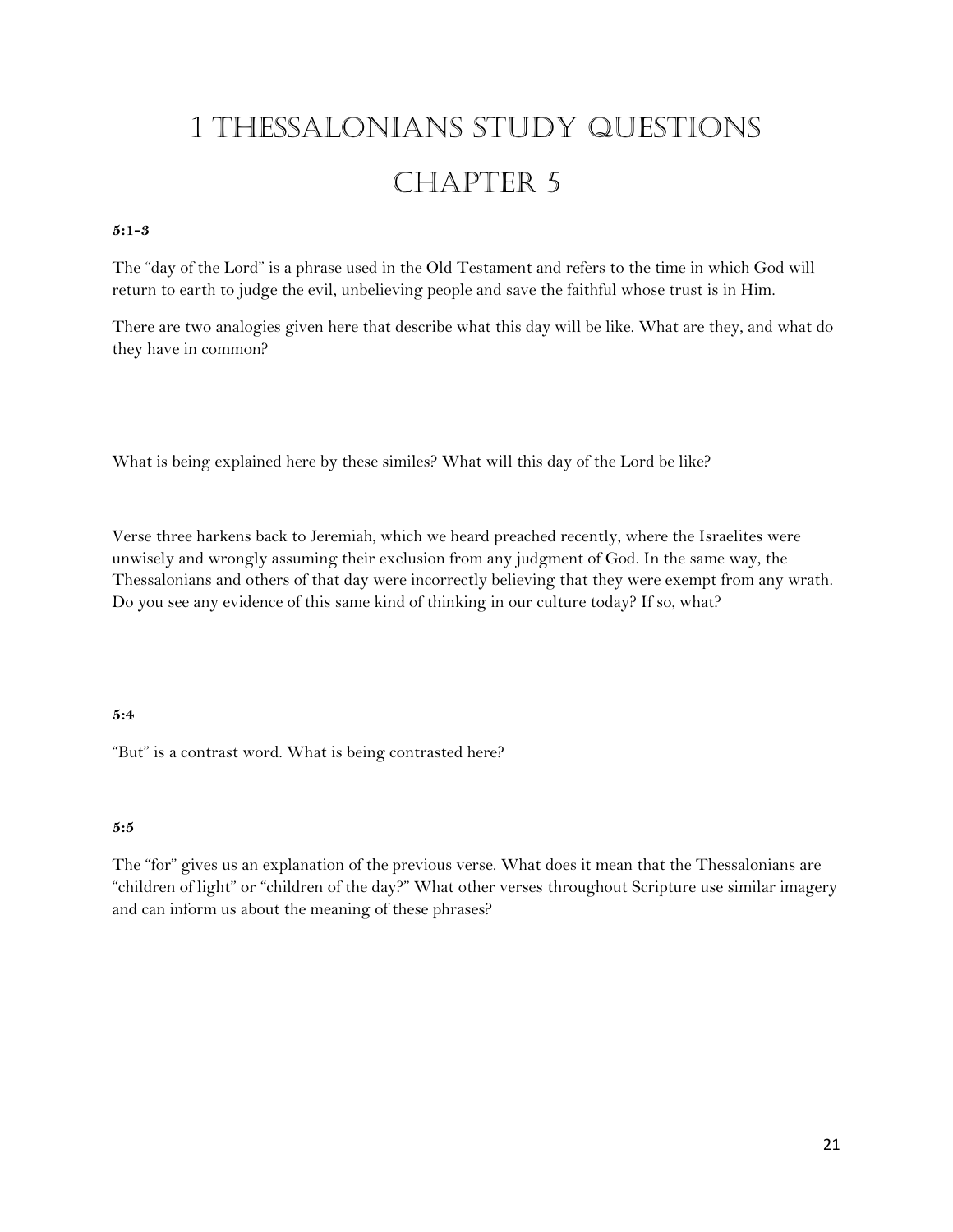# 1 Thessalonians Study Questions

# Chapter 5

**5:1-3**

The "day of the Lord" is a phrase used in the Old Testament and refers to the time in which God will return to earth to judge the evil, unbelieving people and save the faithful whose trust is in Him.

There are two analogies given here that describe what this day will be like. What are they, and what do they have in common?

What is being explained here by these similes? What will this day of the Lord be like?

Verse three harkens back to Jeremiah, which we heard preached recently, where the Israelites were unwisely and wrongly assuming their exclusion from any judgment of God. In the same way, the Thessalonians and others of that day were incorrectly believing that they were exempt from any wrath. Do you see any evidence of this same kind of thinking in our culture today? If so, what?

**5:4**

"But" is a contrast word. What is being contrasted here?

**5:5**

The "for" gives us an explanation of the previous verse. What does it mean that the Thessalonians are "children of light" or "children of the day?" What other verses throughout Scripture use similar imagery and can inform us about the meaning of these phrases?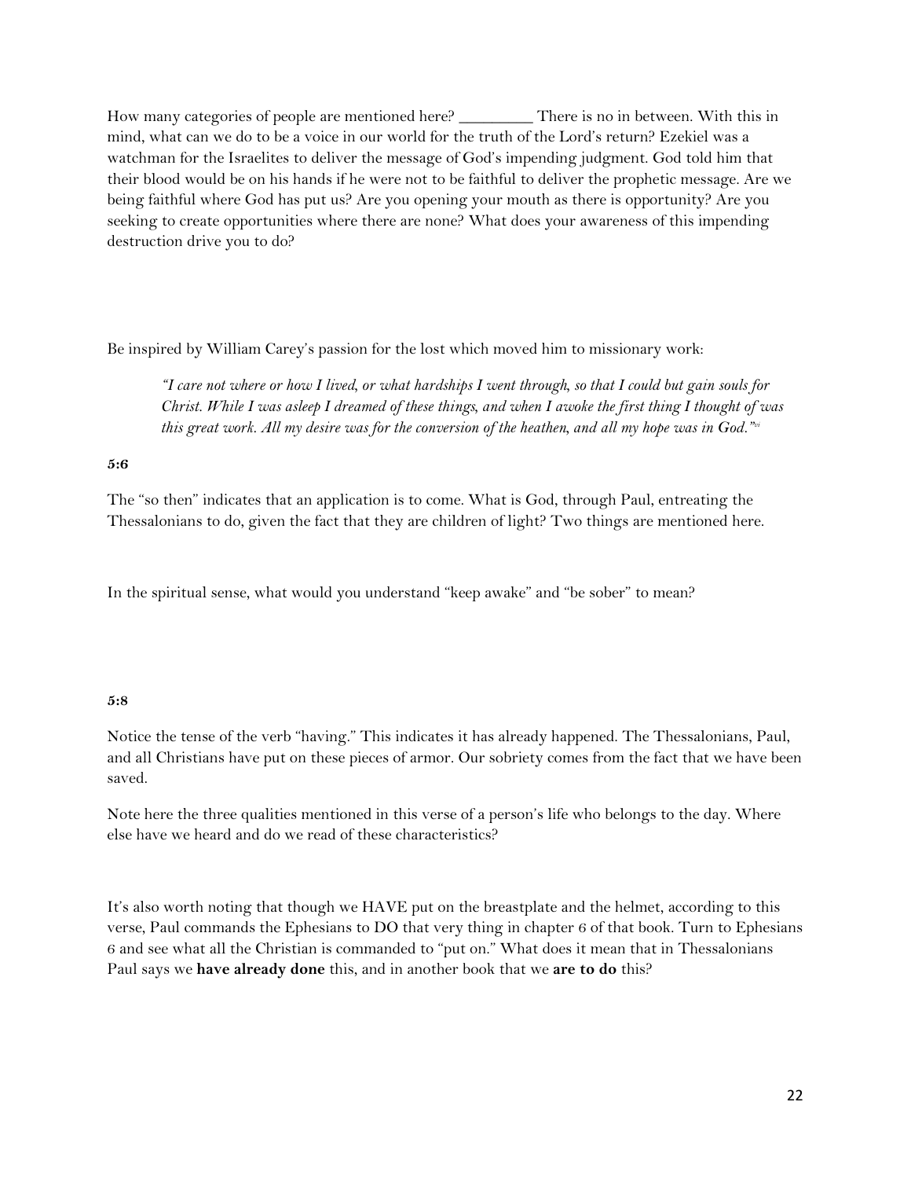How many categories of people are mentioned here? _________ There is no in between. With this in mind, what can we do to be a voice in our world for the truth of the Lord's return? Ezekiel was a watchman for the Israelites to deliver the message of God's impending judgment. God told him that their blood would be on his hands if he were not to be faithful to deliver the prophetic message. Are we being faithful where God has put us? Are you opening your mouth as there is opportunity? Are you seeking to create opportunities where there are none? What does your awareness of this impending destruction drive you to do?

Be inspired by William Carey's passion for the lost which moved him to missionary work:

> *"I care not where or how I lived, or what hardships I went through, so that I could but gain souls for Christ. While I was asleep I dreamed of these things, and when I awoke the first thing I thought of was this great work. All my desire was for the conversion of the heathen, and all my hope was in God."*[xi]

**5:6**

The "so then" indicates that an application is to come. What is God, through Paul, entreating the Thessalonians to do, given the fact that they are children of light? Two things are mentioned here.

In the spiritual sense, what would you understand "keep awake" and "be sober" to mean?

**5:8**

Notice the tense of the verb "having." This indicates it has already happened. The Thessalonians, Paul, and all Christians have put on these pieces of armor. Our sobriety comes from the fact that we have been saved.

Note here the three qualities mentioned in this verse of a person's life who belongs to the day. Where else have we heard and do we read of these characteristics?

It's also worth noting that though we HAVE put on the breastplate and the helmet, according to this verse, Paul commands the Ephesians to DO that very thing in chapter 6 of that book. Turn to Ephesians 6 and see what all the Christian is commanded to "put on." What does it mean that in Thessalonians Paul says we **have already done** this, and in another book that we **are to do** this?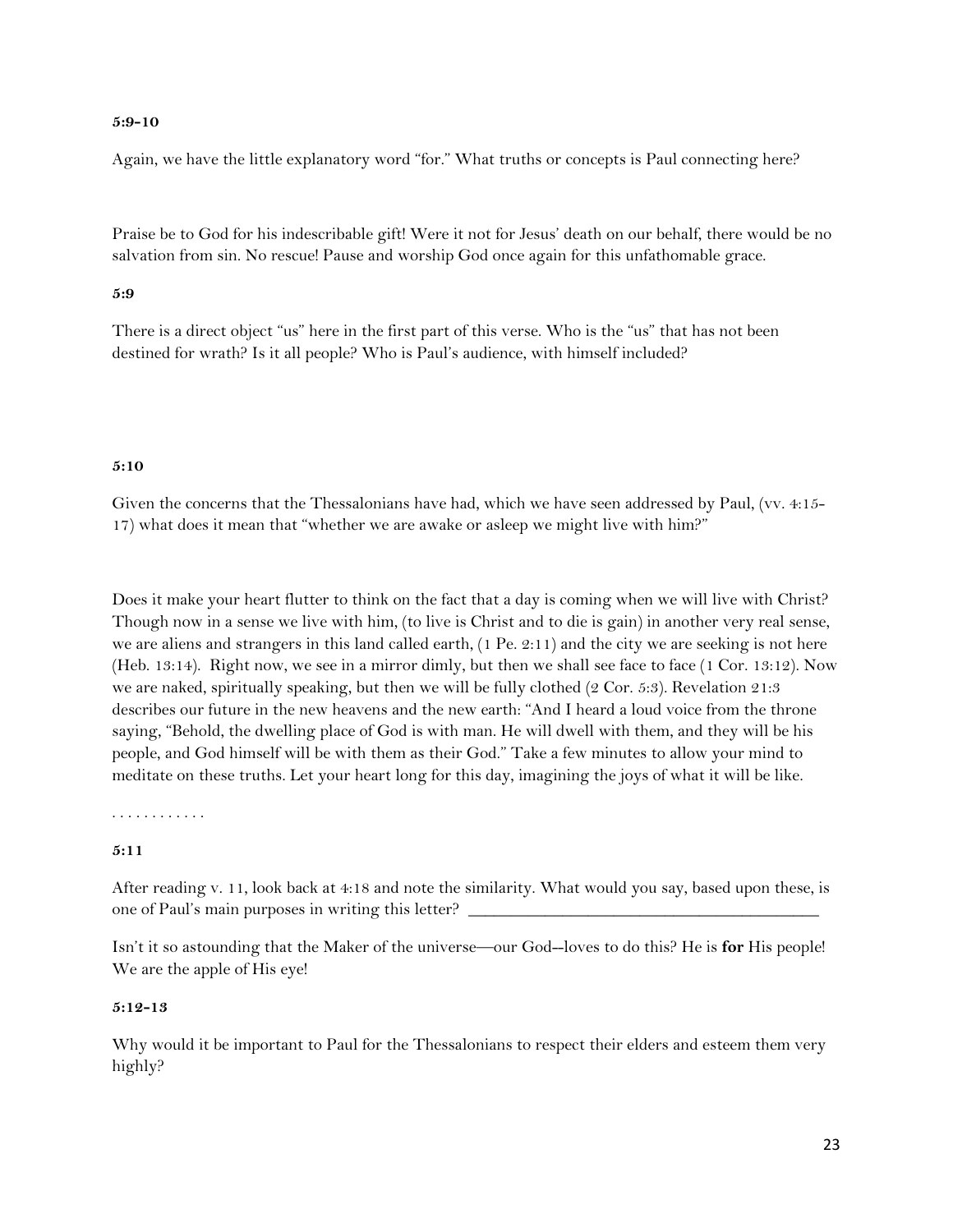**5:9-10**

Again, we have the little explanatory word "for." What truths or concepts is Paul connecting here?

Praise be to God for his indescribable gift! Were it not for Jesus' death on our behalf, there would be no salvation from sin. No rescue! Pause and worship God once again for this unfathomable grace.

**5:9**

There is a direct object "us" here in the first part of this verse. Who is the "us" that has not been destined for wrath? Is it all people? Who is Paul's audience, with himself included?

**5:10**

Given the concerns that the Thessalonians have had, which we have seen addressed by Paul, (vv. 4:15-17) what does it mean that "whether we are awake or asleep we might live with him?"

Does it make your heart flutter to think on the fact that a day is coming when we will live with Christ? Though now in a sense we live with him, (to live is Christ and to die is gain) in another very real sense, we are aliens and strangers in this land called earth, (1 Pe. 2:11) and the city we are seeking is not here (Heb. 13:14). Right now, we see in a mirror dimly, but then we shall see face to face (1 Cor. 13:12). Now we are naked, spiritually speaking, but then we will be fully clothed (2 Cor. 5:3). Revelation 21:3 describes our future in the new heavens and the new earth: "And I heard a loud voice from the throne saying, "Behold, the dwelling place of God is with man. He will dwell with them, and they will be his people, and God himself will be with them as their God." Take a few minutes to allow your mind to meditate on these truths. Let your heart long for this day, imagining the joys of what it will be like.

. . . . . . . . . . . .

**5:11**

After reading v. 11, look back at 4:18 and note the similarity. What would you say, based upon these, is one of Paul's main purposes in writing this letter? ________________________________________

Isn't it so astounding that the Maker of the universe—our God--loves to do this? He is **for** His people! We are the apple of His eye!

**5:12-13**

Why would it be important to Paul for the Thessalonians to respect their elders and esteem them very highly?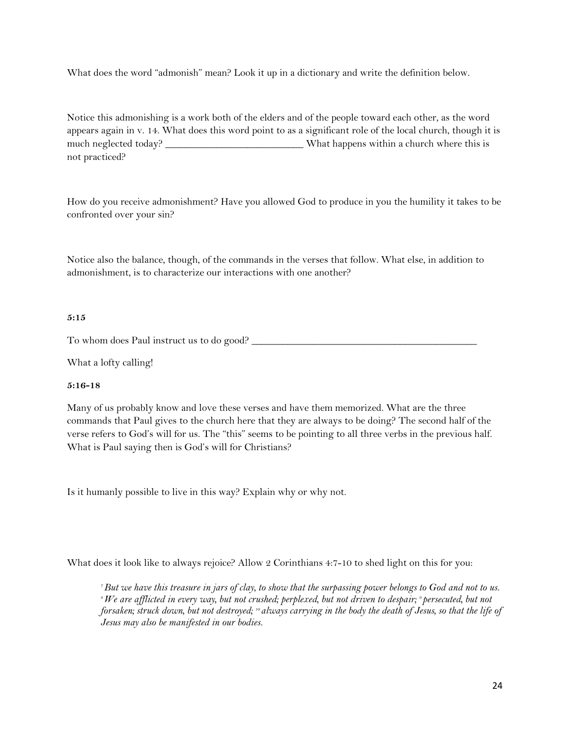What does the word “admonish” mean? Look it up in a dictionary and write the definition below.

Notice this admonishing is a work both of the elders and of the people toward each other, as the word appears again in v. 14. What does this word point to as a significant role of the local church, though it is much neglected today? __________________________ What happens within a church where this is not practiced?

How do you receive admonishment? Have you allowed God to produce in you the humility it takes to be confronted over your sin?

Notice also the balance, though, of the commands in the verses that follow. What else, in addition to admonishment, is to characterize our interactions with one another?

**5:15**

To whom does Paul instruct us to do good? ____________________________________________

What a lofty calling!

**5:16-18**

Many of us probably know and love these verses and have them memorized. What are the three commands that Paul gives to the church here that they are always to be doing? The second half of the verse refers to God’s will for us. The “this” seems to be pointing to all three verbs in the previous half. What is Paul saying then is God’s will for Christians?

Is it humanly possible to live in this way? Explain why or why not.

What does it look like to always rejoice? Allow 2 Corinthians 4:7-10 to shed light on this for you:

> *[7] But we have this treasure in jars of clay, to show that the surpassing power belongs to God and not to us. [8] We are afflicted in every way, but not crushed; perplexed, but not driven to despair; [9] persecuted, but not forsaken; struck down, but not destroyed; [10] always carrying in the body the death of Jesus, so that the life of Jesus may also be manifested in our bodies.*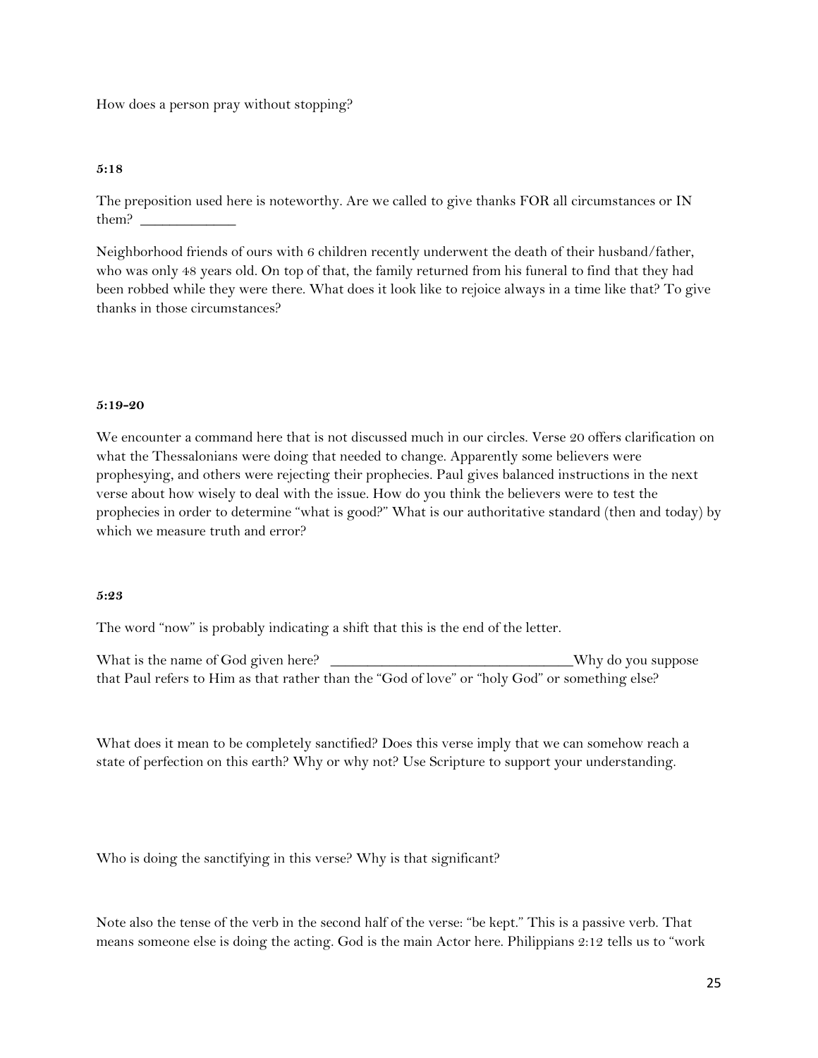How does a person pray without stopping?

**5:18**

The preposition used here is noteworthy. Are we called to give thanks FOR all circumstances or IN them? ____________

Neighborhood friends of ours with 6 children recently underwent the death of their husband/father, who was only 48 years old. On top of that, the family returned from his funeral to find that they had been robbed while they were there. What does it look like to rejoice always in a time like that? To give thanks in those circumstances?

**5:19-20**

We encounter a command here that is not discussed much in our circles. Verse 20 offers clarification on what the Thessalonians were doing that needed to change. Apparently some believers were prophesying, and others were rejecting their prophecies. Paul gives balanced instructions in the next verse about how wisely to deal with the issue. How do you think the believers were to test the prophecies in order to determine "what is good?" What is our authoritative standard (then and today) by which we measure truth and error?

**5:23**

The word "now" is probably indicating a shift that this is the end of the letter.

What is the name of God given here? ______________________________ Why do you suppose that Paul refers to Him as that rather than the "God of love" or "holy God" or something else?

What does it mean to be completely sanctified? Does this verse imply that we can somehow reach a state of perfection on this earth? Why or why not? Use Scripture to support your understanding.

Who is doing the sanctifying in this verse? Why is that significant?

Note also the tense of the verb in the second half of the verse: "be kept." This is a passive verb. That means someone else is doing the acting. God is the main Actor here. Philippians 2:12 tells us to "work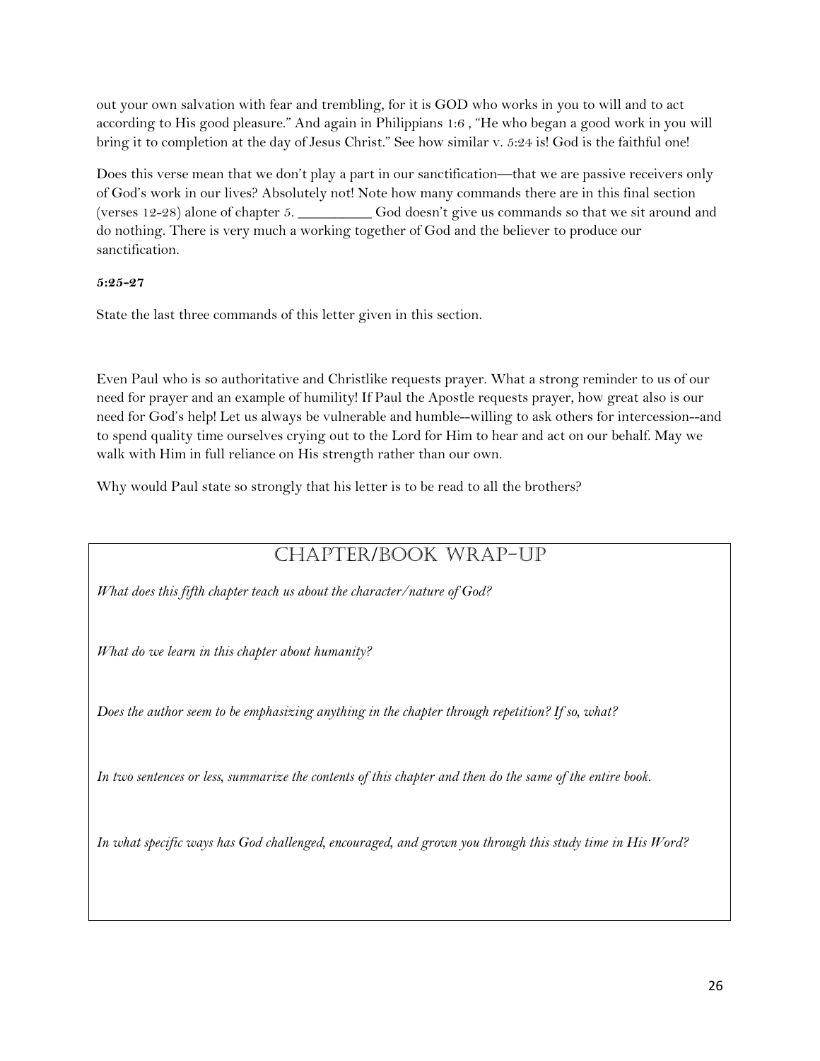out your own salvation with fear and trembling, for it is GOD who works in you to will and to act according to His good pleasure." And again in Philippians 1:6 , "He who began a good work in you will bring it to completion at the day of Jesus Christ." See how similar v. 5:24 is! God is the faithful one!

Does this verse mean that we don't play a part in our sanctification—that we are passive receivers only of God's work in our lives? Absolutely not! Note how many commands there are in this final section (verses 12-28) alone of chapter 5. __________ God doesn't give us commands so that we sit around and do nothing. There is very much a working together of God and the believer to produce our sanctification.

**5:25-27**

State the last three commands of this letter given in this section.

Even Paul who is so authoritative and Christlike requests prayer. What a strong reminder to us of our need for prayer and an example of humility! If Paul the Apostle requests prayer, how great also is our need for God's help! Let us always be vulnerable and humble--willing to ask others for intercession--and to spend quality time ourselves crying out to the Lord for Him to hear and act on our behalf. May we walk with Him in full reliance on His strength rather than our own.

Why would Paul state so strongly that his letter is to be read to all the brothers?

## Chapter/Book Wrap-Up

*What does this fifth chapter teach us about the character/nature of God?*

*What do we learn in this chapter about humanity?*

*Does the author seem to be emphasizing anything in the chapter through repetition? If so, what?*

*In two sentences or less, summarize the contents of this chapter and then do the same of the entire book.*

*In what specific ways has God challenged, encouraged, and grown you through this study time in His Word?*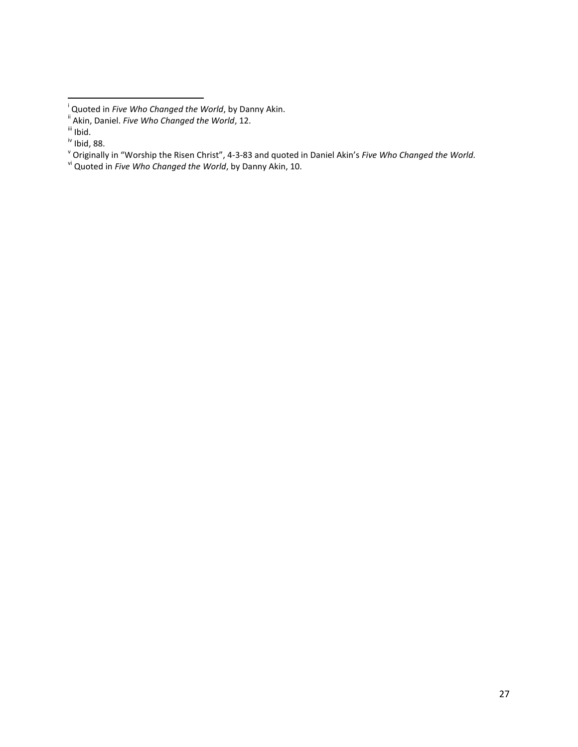[i] Quoted in *Five Who Changed the World*, by Danny Akin.

[ii] Akin, Daniel. *Five Who Changed the World*, 12.

[iii] Ibid.

[iv] Ibid, 88.

[v] Originally in "Worship the Risen Christ", 4-3-83 and quoted in Daniel Akin's *Five Who Changed the World.*

[vi] Quoted in *Five Who Changed the World*, by Danny Akin, 10.